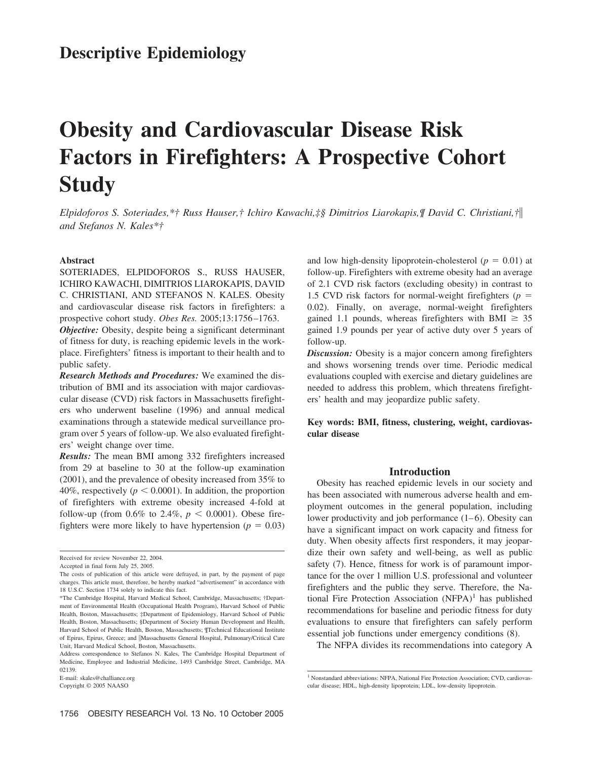# Descriptive Epidemiology

# Obesity and Cardiovascular Disease Risk Factors in Firefighters: A Prospective Cohort Study

*Elpidoforos S. Soteriades,\*† Russ Hauser,† Ichiro Kawachi,‡§ Dimitrios Liarokapis,¶ David C. Christiani,†‖ and Stefanos N. Kales\*†*

## Abstract

SOTERIADES, ELPIDOFOROS S., RUSS HAUSER, ICHIRO KAWACHI, DIMITRIOS LIAROKAPIS, DAVID C. CHRISTIANI, AND STEFANOS N. KALES. Obesity and cardiovascular disease risk factors in firefighters: a prospective cohort study. *Obes Res.* 2005;13:1756–1763.

***Objective:*** Obesity, despite being a significant determinant of fitness for duty, is reaching epidemic levels in the workplace. Firefighters' fitness is important to their health and to public safety.

***Research Methods and Procedures:*** We examined the distribution of BMI and its association with major cardiovascular disease (CVD) risk factors in Massachusetts firefighters who underwent baseline (1996) and annual medical examinations through a statewide medical surveillance program over 5 years of follow-up. We also evaluated firefighters' weight change over time.

***Results:*** The mean BMI among 332 firefighters increased from 29 at baseline to 30 at the follow-up examination (2001), and the prevalence of obesity increased from 35% to 40%, respectively ($p < 0.0001$). In addition, the proportion of firefighters with extreme obesity increased 4-fold at follow-up (from 0.6% to 2.4%, $p < 0.0001$). Obese firefighters were more likely to have hypertension ($p = 0.03$) and low high-density lipoprotein-cholesterol ($p = 0.01$) at follow-up. Firefighters with extreme obesity had an average of 2.1 CVD risk factors (excluding obesity) in contrast to 1.5 CVD risk factors for normal-weight firefighters ($p = 0.02$). Finally, on average, normal-weight firefighters gained 1.1 pounds, whereas firefighters with BMI $\geq$ 35 gained 1.9 pounds per year of active duty over 5 years of follow-up.

***Discussion:*** Obesity is a major concern among firefighters and shows worsening trends over time. Periodic medical evaluations coupled with exercise and dietary guidelines are needed to address this problem, which threatens firefighters' health and may jeopardize public safety.

**Key words: BMI, fitness, clustering, weight, cardiovascular disease**

## Introduction

Obesity has reached epidemic levels in our society and has been associated with numerous adverse health and employment outcomes in the general population, including lower productivity and job performance (1–6). Obesity can have a significant impact on work capacity and fitness for duty. When obesity affects first responders, it may jeopardize their own safety and well-being, as well as public safety (7). Hence, fitness for work is of paramount importance for the over 1 million U.S. professional and volunteer firefighters and the public they serve. Therefore, the National Fire Protection Association (NFPA)[1] has published recommendations for baseline and periodic fitness for duty evaluations to ensure that firefighters can safely perform essential job functions under emergency conditions (8).

The NFPA divides its recommendations into category A

---

Received for review November 22, 2004.

Accepted in final form July 25, 2005.

The costs of publication of this article were defrayed, in part, by the payment of page charges. This article must, therefore, be hereby marked "advertisement" in accordance with 18 U.S.C. Section 1734 solely to indicate this fact.

\*The Cambridge Hospital, Harvard Medical School, Cambridge, Massachusetts; †Department of Environmental Health (Occupational Health Program), Harvard School of Public Health, Boston, Massachusetts; ‡Department of Epidemiology, Harvard School of Public Health, Boston, Massachusetts; §Department of Society Human Development and Health, Harvard School of Public Health, Boston, Massachusetts; ¶Technical Educational Institute of Epirus, Epirus, Greece; and ‖Massachusetts General Hospital, Pulmonary/Critical Care Unit, Harvard Medical School, Boston, Massachusetts.

Address correspondence to Stefanos N. Kales, The Cambridge Hospital Department of Medicine, Employee and Industrial Medicine, 1493 Cambridge Street, Cambridge, MA 02139.

E-mail: skales@challiance.org

Copyright © 2005 NAASO

[1] Nonstandard abbreviations: NFPA, National Fire Protection Association; CVD, cardiovascular disease; HDL, high-density lipoprotein; LDL, low-density lipoprotein.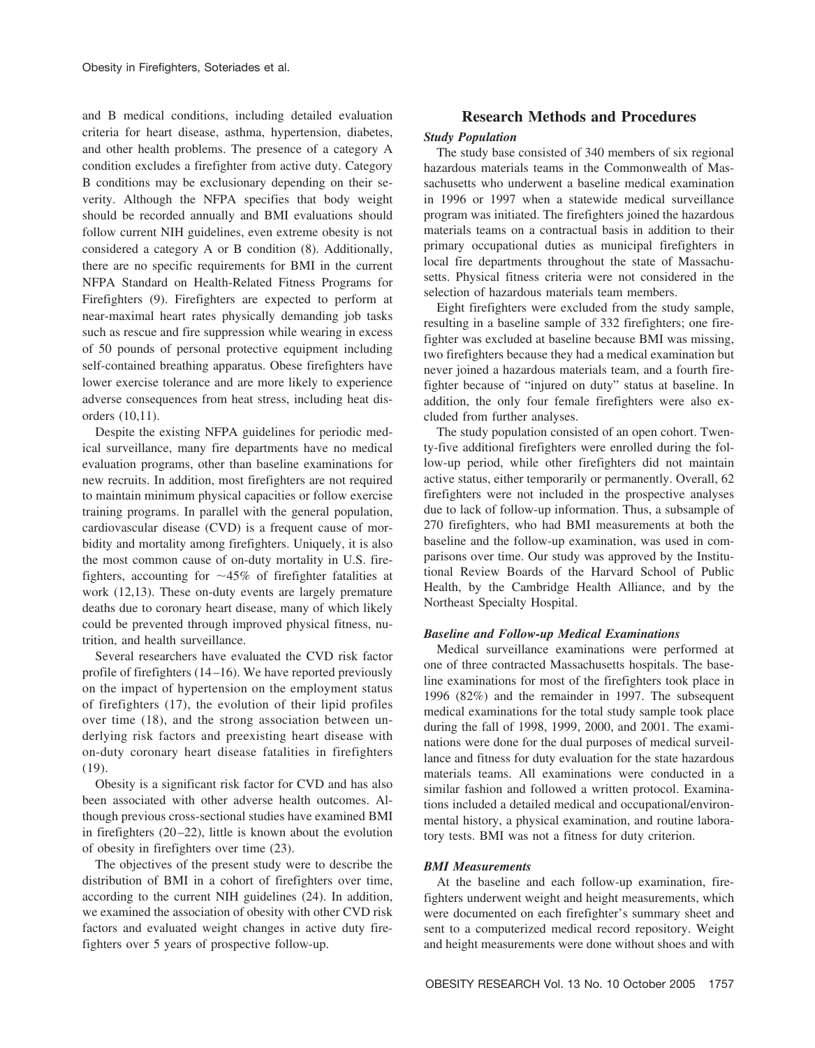and B medical conditions, including detailed evaluation criteria for heart disease, asthma, hypertension, diabetes, and other health problems. The presence of a category A condition excludes a firefighter from active duty. Category B conditions may be exclusionary depending on their severity. Although the NFPA specifies that body weight should be recorded annually and BMI evaluations should follow current NIH guidelines, even extreme obesity is not considered a category A or B condition (8). Additionally, there are no specific requirements for BMI in the current NFPA Standard on Health-Related Fitness Programs for Firefighters (9). Firefighters are expected to perform at near-maximal heart rates physically demanding job tasks such as rescue and fire suppression while wearing in excess of 50 pounds of personal protective equipment including self-contained breathing apparatus. Obese firefighters have lower exercise tolerance and are more likely to experience adverse consequences from heat stress, including heat disorders (10,11).

Despite the existing NFPA guidelines for periodic medical surveillance, many fire departments have no medical evaluation programs, other than baseline examinations for new recruits. In addition, most firefighters are not required to maintain minimum physical capacities or follow exercise training programs. In parallel with the general population, cardiovascular disease (CVD) is a frequent cause of morbidity and mortality among firefighters. Uniquely, it is also the most common cause of on-duty mortality in U.S. firefighters, accounting for ~45% of firefighter fatalities at work (12,13). These on-duty events are largely premature deaths due to coronary heart disease, many of which likely could be prevented through improved physical fitness, nutrition, and health surveillance.

Several researchers have evaluated the CVD risk factor profile of firefighters (14–16). We have reported previously on the impact of hypertension on the employment status of firefighters (17), the evolution of their lipid profiles over time (18), and the strong association between underlying risk factors and preexisting heart disease with on-duty coronary heart disease fatalities in firefighters (19).

Obesity is a significant risk factor for CVD and has also been associated with other adverse health outcomes. Although previous cross-sectional studies have examined BMI in firefighters (20–22), little is known about the evolution of obesity in firefighters over time (23).

The objectives of the present study were to describe the distribution of BMI in a cohort of firefighters over time, according to the current NIH guidelines (24). In addition, we examined the association of obesity with other CVD risk factors and evaluated weight changes in active duty firefighters over 5 years of prospective follow-up.

## Research Methods and Procedures

### *Study Population*

The study base consisted of 340 members of six regional hazardous materials teams in the Commonwealth of Massachusetts who underwent a baseline medical examination in 1996 or 1997 when a statewide medical surveillance program was initiated. The firefighters joined the hazardous materials teams on a contractual basis in addition to their primary occupational duties as municipal firefighters in local fire departments throughout the state of Massachusetts. Physical fitness criteria were not considered in the selection of hazardous materials team members.

Eight firefighters were excluded from the study sample, resulting in a baseline sample of 332 firefighters; one firefighter was excluded at baseline because BMI was missing, two firefighters because they had a medical examination but never joined a hazardous materials team, and a fourth firefighter because of "injured on duty" status at baseline. In addition, the only four female firefighters were also excluded from further analyses.

The study population consisted of an open cohort. Twenty-five additional firefighters were enrolled during the follow-up period, while other firefighters did not maintain active status, either temporarily or permanently. Overall, 62 firefighters were not included in the prospective analyses due to lack of follow-up information. Thus, a subsample of 270 firefighters, who had BMI measurements at both the baseline and the follow-up examination, was used in comparisons over time. Our study was approved by the Institutional Review Boards of the Harvard School of Public Health, by the Cambridge Health Alliance, and by the Northeast Specialty Hospital.

### *Baseline and Follow-up Medical Examinations*

Medical surveillance examinations were performed at one of three contracted Massachusetts hospitals. The baseline examinations for most of the firefighters took place in 1996 (82%) and the remainder in 1997. The subsequent medical examinations for the total study sample took place during the fall of 1998, 1999, 2000, and 2001. The examinations were done for the dual purposes of medical surveillance and fitness for duty evaluation for the state hazardous materials teams. All examinations were conducted in a similar fashion and followed a written protocol. Examinations included a detailed medical and occupational/environmental history, a physical examination, and routine laboratory tests. BMI was not a fitness for duty criterion.

### *BMI Measurements*

At the baseline and each follow-up examination, firefighters underwent weight and height measurements, which were documented on each firefighter's summary sheet and sent to a computerized medical record repository. Weight and height measurements were done without shoes and with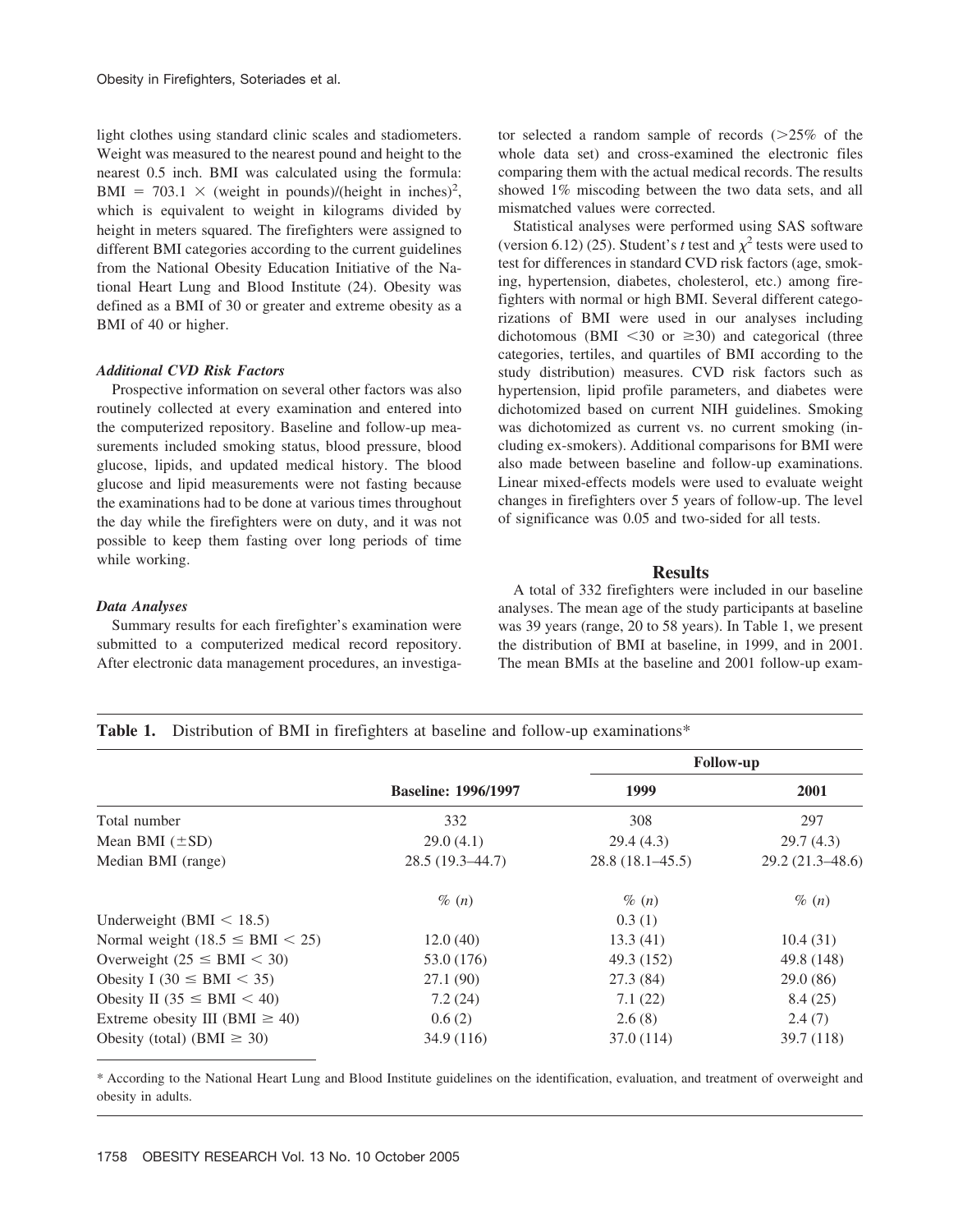light clothes using standard clinic scales and stadiometers. Weight was measured to the nearest pound and height to the nearest 0.5 inch. BMI was calculated using the formula: $\text{BMI} = 703.1 \times (\text{weight in pounds})/(\text{height in inches})^2$, which is equivalent to weight in kilograms divided by height in meters squared. The firefighters were assigned to different BMI categories according to the current guidelines from the National Obesity Education Initiative of the National Heart Lung and Blood Institute (24). Obesity was defined as a BMI of 30 or greater and extreme obesity as a BMI of 40 or higher.

### *Additional CVD Risk Factors*

Prospective information on several other factors was also routinely collected at every examination and entered into the computerized repository. Baseline and follow-up measurements included smoking status, blood pressure, blood glucose, lipids, and updated medical history. The blood glucose and lipid measurements were not fasting because the examinations had to be done at various times throughout the day while the firefighters were on duty, and it was not possible to keep them fasting over long periods of time while working.

### *Data Analyses*

Summary results for each firefighter's examination were submitted to a computerized medical record repository. After electronic data management procedures, an investigator selected a random sample of records (>25% of the whole data set) and cross-examined the electronic files comparing them with the actual medical records. The results showed 1% miscoding between the two data sets, and all mismatched values were corrected.

Statistical analyses were performed using SAS software (version 6.12) (25). Student's *t* test and $\chi^2$ tests were used to test for differences in standard CVD risk factors (age, smoking, hypertension, diabetes, cholesterol, etc.) among firefighters with normal or high BMI. Several different categorizations of BMI were used in our analyses including dichotomous (BMI <30 or ≥30) and categorical (three categories, tertiles, and quartiles of BMI according to the study distribution) measures. CVD risk factors such as hypertension, lipid profile parameters, and diabetes were dichotomized based on current NIH guidelines. Smoking was dichotomized as current vs. no current smoking (including ex-smokers). Additional comparisons for BMI were also made between baseline and follow-up examinations. Linear mixed-effects models were used to evaluate weight changes in firefighters over 5 years of follow-up. The level of significance was 0.05 and two-sided for all tests.

## Results

A total of 332 firefighters were included in our baseline analyses. The mean age of the study participants at baseline was 39 years (range, 20 to 58 years). In Table 1, we present the distribution of BMI at baseline, in 1999, and in 2001. The mean BMIs at the baseline and 2001 follow-up exam-

**Table 1.** Distribution of BMI in firefighters at baseline and follow-up examinations*

| | | Follow-up | |
|---|---|---|---|
| | **Baseline: 1996/1997** | **1999** | **2001** |
| Total number | 332 | 308 | 297 |
| Mean BMI (±SD) | 29.0 (4.1) | 29.4 (4.3) | 29.7 (4.3) |
| Median BMI (range) | 28.5 (19.3–44.7) | 28.8 (18.1–45.5) | 29.2 (21.3–48.6) |
| | % (*n*) | % (*n*) | % (*n*) |
| Underweight (BMI < 18.5) | | 0.3 (1) | |
| Normal weight (18.5 ≤ BMI < 25) | 12.0 (40) | 13.3 (41) | 10.4 (31) |
| Overweight (25 ≤ BMI < 30) | 53.0 (176) | 49.3 (152) | 49.8 (148) |
| Obesity I (30 ≤ BMI < 35) | 27.1 (90) | 27.3 (84) | 29.0 (86) |
| Obesity II (35 ≤ BMI < 40) | 7.2 (24) | 7.1 (22) | 8.4 (25) |
| Extreme obesity III (BMI ≥ 40) | 0.6 (2) | 2.6 (8) | 2.4 (7) |
| Obesity (total) (BMI ≥ 30) | 34.9 (116) | 37.0 (114) | 39.7 (118) |

\* According to the National Heart Lung and Blood Institute guidelines on the identification, evaluation, and treatment of overweight and obesity in adults.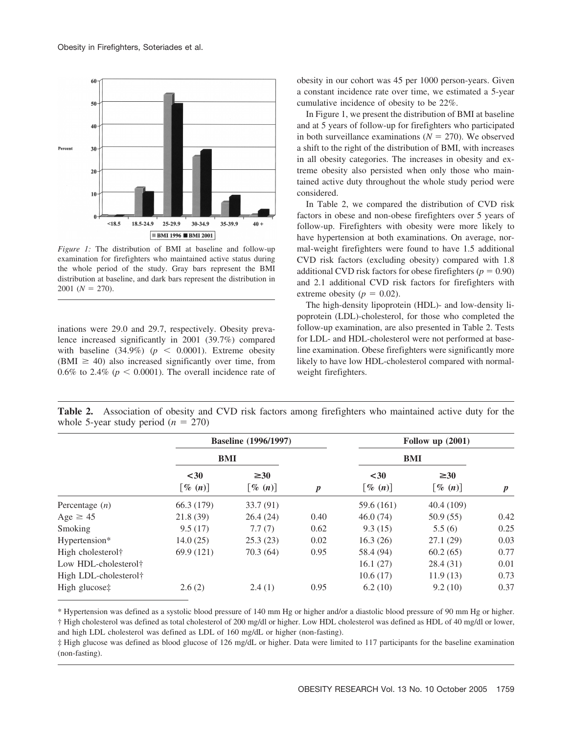*Figure 1:* The distribution of BMI at baseline and follow-up examination for firefighters who maintained active status during the whole period of the study. Gray bars represent the BMI distribution at baseline, and dark bars represent the distribution in 2001 ($N = 270$).

inations were 29.0 and 29.7, respectively. Obesity prevalence increased significantly in 2001 (39.7%) compared with baseline (34.9%) ($p < 0.0001$). Extreme obesity (BMI $\geq$ 40) also increased significantly over time, from 0.6% to 2.4% ($p < 0.0001$). The overall incidence rate of obesity in our cohort was 45 per 1000 person-years. Given a constant incidence rate over time, we estimated a 5-year cumulative incidence of obesity to be 22%.

In Figure 1, we present the distribution of BMI at baseline and at 5 years of follow-up for firefighters who participated in both surveillance examinations ($N = 270$). We observed a shift to the right of the distribution of BMI, with increases in all obesity categories. The increases in obesity and extreme obesity also persisted when only those who maintained active duty throughout the whole study period were considered.

In Table 2, we compared the distribution of CVD risk factors in obese and non-obese firefighters over 5 years of follow-up. Firefighters with obesity were more likely to have hypertension at both examinations. On average, normal-weight firefighters were found to have 1.5 additional CVD risk factors (excluding obesity) compared with 1.8 additional CVD risk factors for obese firefighters ($p = 0.90$) and 2.1 additional CVD risk factors for firefighters with extreme obesity ($p = 0.02$).

The high-density lipoprotein (HDL)- and low-density lipoprotein (LDL)-cholesterol, for those who completed the follow-up examination, are also presented in Table 2. Tests for LDL- and HDL-cholesterol were not performed at baseline examination. Obese firefighters were significantly more likely to have low HDL-cholesterol compared with normal-weight firefighters.

**Table 2.** Association of obesity and CVD risk factors among firefighters who maintained active duty for the whole 5-year study period ($n = 270$)

| | Baseline (1996/1997) | | | Follow up (2001) | | |
|---|---|---|---|---|---|---|
| | BMI | | | BMI | | |
| | <30 [% (n)] | ≥30 [% (n)] | p | <30 [% (n)] | ≥30 [% (n)] | p |
| Percentage (n) | 66.3 (179) | 33.7 (91) | | 59.6 (161) | 40.4 (109) | |
| Age ≥ 45 | 21.8 (39) | 26.4 (24) | 0.40 | 46.0 (74) | 50.9 (55) | 0.42 |
| Smoking | 9.5 (17) | 7.7 (7) | 0.62 | 9.3 (15) | 5.5 (6) | 0.25 |
| Hypertension* | 14.0 (25) | 25.3 (23) | 0.02 | 16.3 (26) | 27.1 (29) | 0.03 |
| High cholesterol† | 69.9 (121) | 70.3 (64) | 0.95 | 58.4 (94) | 60.2 (65) | 0.77 |
| Low HDL-cholesterol† | | | | 16.1 (27) | 28.4 (31) | 0.01 |
| High LDL-cholesterol† | | | | 10.6 (17) | 11.9 (13) | 0.73 |
| High glucose‡ | 2.6 (2) | 2.4 (1) | 0.95 | 6.2 (10) | 9.2 (10) | 0.37 |

\* Hypertension was defined as a systolic blood pressure of 140 mm Hg or higher and/or a diastolic blood pressure of 90 mm Hg or higher.
† High cholesterol was defined as total cholesterol of 200 mg/dl or higher. Low HDL cholesterol was defined as HDL of 40 mg/dl or lower, and high LDL cholesterol was defined as LDL of 160 mg/dL or higher (non-fasting).
‡ High glucose was defined as blood glucose of 126 mg/dL or higher. Data were limited to 117 participants for the baseline examination (non-fasting).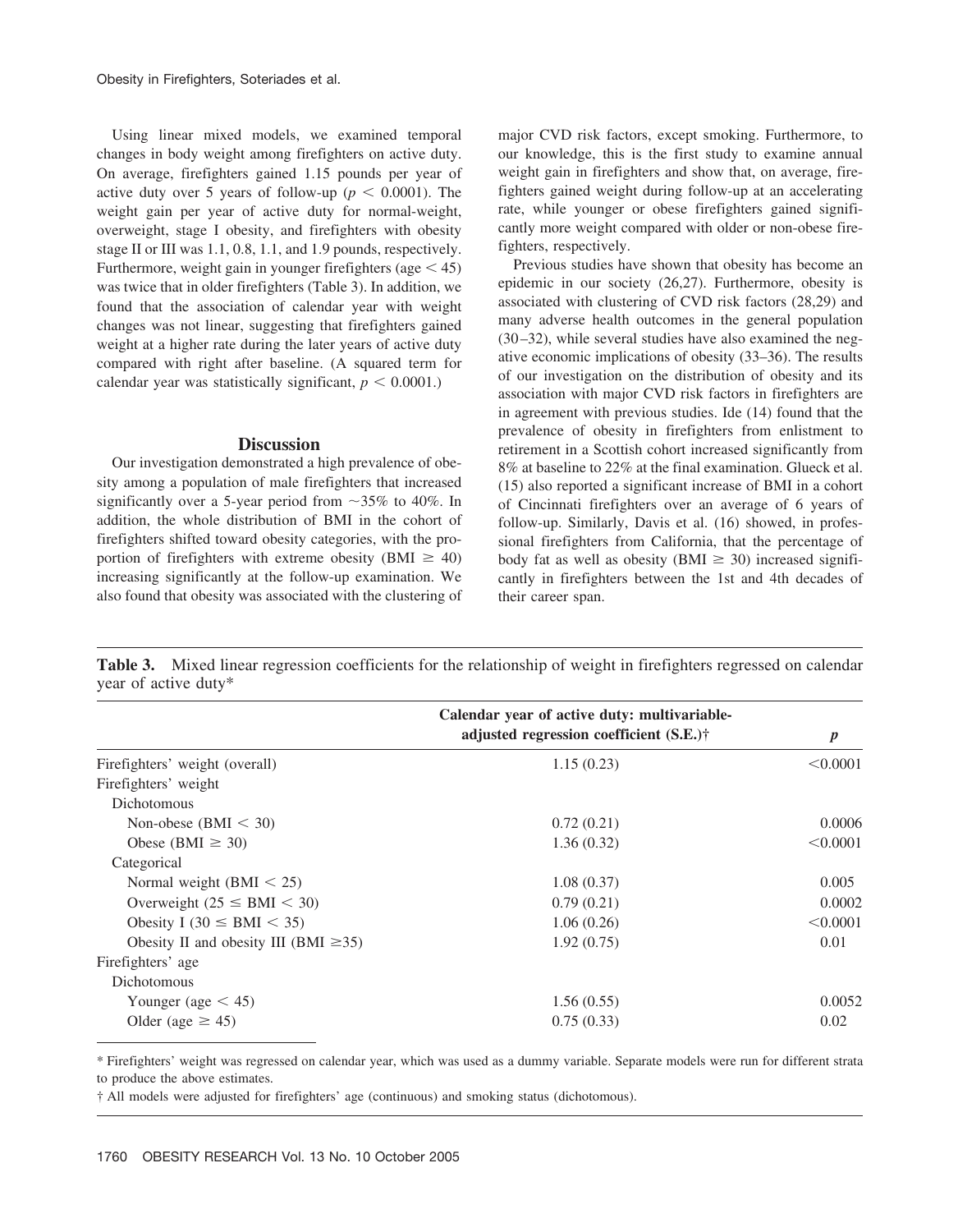Using linear mixed models, we examined temporal changes in body weight among firefighters on active duty. On average, firefighters gained 1.15 pounds per year of active duty over 5 years of follow-up ($p < 0.0001$). The weight gain per year of active duty for normal-weight, overweight, stage I obesity, and firefighters with obesity stage II or III was 1.1, 0.8, 1.1, and 1.9 pounds, respectively. Furthermore, weight gain in younger firefighters (age $< 45$) was twice that in older firefighters (Table 3). In addition, we found that the association of calendar year with weight changes was not linear, suggesting that firefighters gained weight at a higher rate during the later years of active duty compared with right after baseline. (A squared term for calendar year was statistically significant, $p < 0.0001$.)

## Discussion

Our investigation demonstrated a high prevalence of obesity among a population of male firefighters that increased significantly over a 5-year period from ~35% to 40%. In addition, the whole distribution of BMI in the cohort of firefighters shifted toward obesity categories, with the proportion of firefighters with extreme obesity (BMI $\geq$ 40) increasing significantly at the follow-up examination. We also found that obesity was associated with the clustering of major CVD risk factors, except smoking. Furthermore, to our knowledge, this is the first study to examine annual weight gain in firefighters and show that, on average, firefighters gained weight during follow-up at an accelerating rate, while younger or obese firefighters gained significantly more weight compared with older or non-obese firefighters, respectively.

Previous studies have shown that obesity has become an epidemic in our society (26,27). Furthermore, obesity is associated with clustering of CVD risk factors (28,29) and many adverse health outcomes in the general population (30–32), while several studies have also examined the negative economic implications of obesity (33–36). The results of our investigation on the distribution of obesity and its association with major CVD risk factors in firefighters are in agreement with previous studies. Ide (14) found that the prevalence of obesity in firefighters from enlistment to retirement in a Scottish cohort increased significantly from 8% at baseline to 22% at the final examination. Glueck et al. (15) also reported a significant increase of BMI in a cohort of Cincinnati firefighters over an average of 6 years of follow-up. Similarly, Davis et al. (16) showed, in professional firefighters from California, that the percentage of body fat as well as obesity (BMI $\geq$ 30) increased significantly in firefighters between the 1st and 4th decades of their career span.

**Table 3.** Mixed linear regression coefficients for the relationship of weight in firefighters regressed on calendar year of active duty*

| | Calendar year of active duty: multivariable-adjusted regression coefficient (S.E.)† | *p* |
|---|---|---|
| Firefighters' weight (overall) | 1.15 (0.23) | <0.0001 |
| Firefighters' weight | | |
| Dichotomous | | |
| Non-obese (BMI < 30) | 0.72 (0.21) | 0.0006 |
| Obese (BMI ≥ 30) | 1.36 (0.32) | <0.0001 |
| Categorical | | |
| Normal weight (BMI < 25) | 1.08 (0.37) | 0.005 |
| Overweight (25 ≤ BMI < 30) | 0.79 (0.21) | 0.0002 |
| Obesity I (30 ≤ BMI < 35) | 1.06 (0.26) | <0.0001 |
| Obesity II and obesity III (BMI ≥35) | 1.92 (0.75) | 0.01 |
| Firefighters' age | | |
| Dichotomous | | |
| Younger (age < 45) | 1.56 (0.55) | 0.0052 |
| Older (age ≥ 45) | 0.75 (0.33) | 0.02 |

\* Firefighters' weight was regressed on calendar year, which was used as a dummy variable. Separate models were run for different strata to produce the above estimates.

† All models were adjusted for firefighters' age (continuous) and smoking status (dichotomous).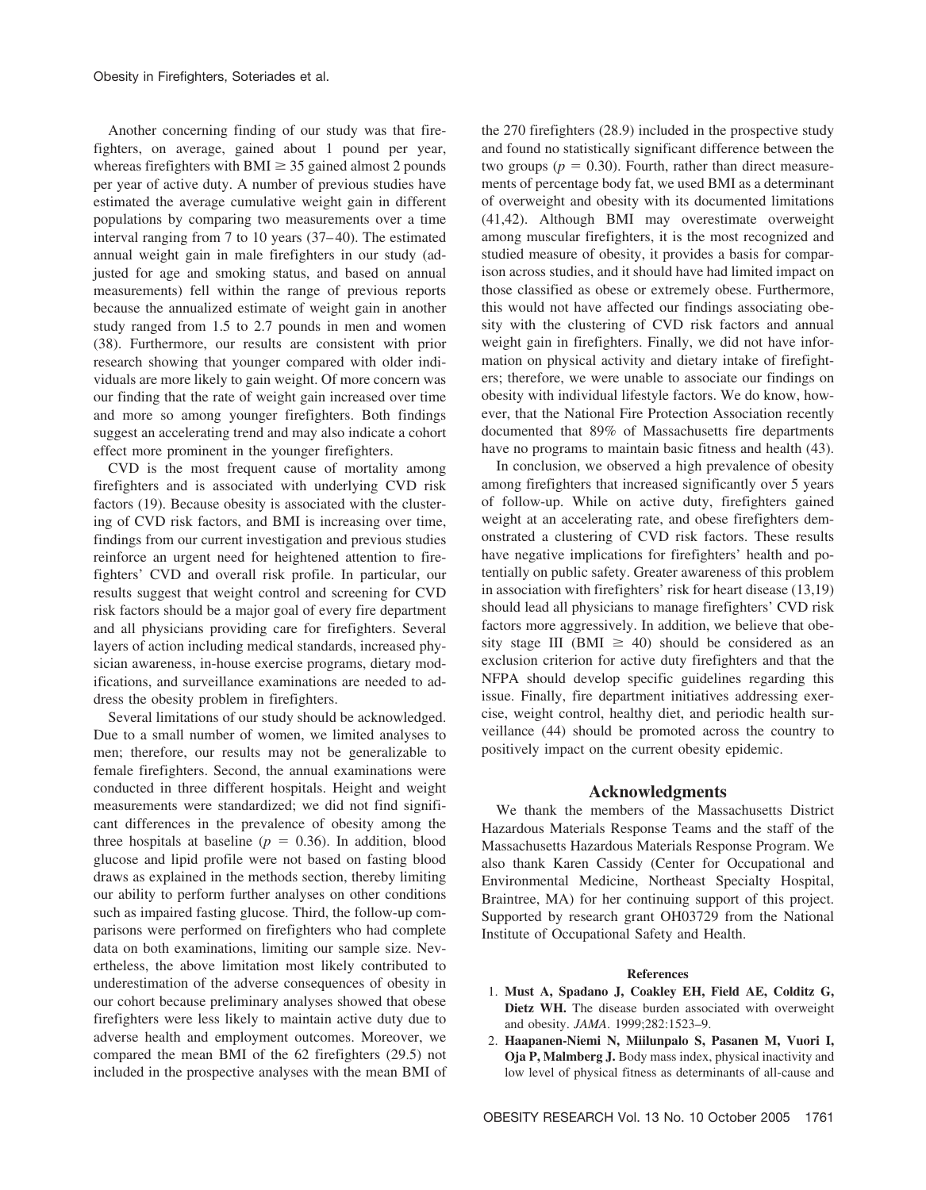Another concerning finding of our study was that firefighters, on average, gained about 1 pound per year, whereas firefighters with BMI $\geq$ 35 gained almost 2 pounds per year of active duty. A number of previous studies have estimated the average cumulative weight gain in different populations by comparing two measurements over a time interval ranging from 7 to 10 years (37–40). The estimated annual weight gain in male firefighters in our study (adjusted for age and smoking status, and based on annual measurements) fell within the range of previous reports because the annualized estimate of weight gain in another study ranged from 1.5 to 2.7 pounds in men and women (38). Furthermore, our results are consistent with prior research showing that younger compared with older individuals are more likely to gain weight. Of more concern was our finding that the rate of weight gain increased over time and more so among younger firefighters. Both findings suggest an accelerating trend and may also indicate a cohort effect more prominent in the younger firefighters.

CVD is the most frequent cause of mortality among firefighters and is associated with underlying CVD risk factors (19). Because obesity is associated with the clustering of CVD risk factors, and BMI is increasing over time, findings from our current investigation and previous studies reinforce an urgent need for heightened attention to firefighters' CVD and overall risk profile. In particular, our results suggest that weight control and screening for CVD risk factors should be a major goal of every fire department and all physicians providing care for firefighters. Several layers of action including medical standards, increased physician awareness, in-house exercise programs, dietary modifications, and surveillance examinations are needed to address the obesity problem in firefighters.

Several limitations of our study should be acknowledged. Due to a small number of women, we limited analyses to men; therefore, our results may not be generalizable to female firefighters. Second, the annual examinations were conducted in three different hospitals. Height and weight measurements were standardized; we did not find significant differences in the prevalence of obesity among the three hospitals at baseline ($p$ = 0.36). In addition, blood glucose and lipid profile were not based on fasting blood draws as explained in the methods section, thereby limiting our ability to perform further analyses on other conditions such as impaired fasting glucose. Third, the follow-up comparisons were performed on firefighters who had complete data on both examinations, limiting our sample size. Nevertheless, the above limitation most likely contributed to underestimation of the adverse consequences of obesity in our cohort because preliminary analyses showed that obese firefighters were less likely to maintain active duty due to adverse health and employment outcomes. Moreover, we compared the mean BMI of the 62 firefighters (29.5) not included in the prospective analyses with the mean BMI of the 270 firefighters (28.9) included in the prospective study and found no statistically significant difference between the two groups ($p$ = 0.30). Fourth, rather than direct measurements of percentage body fat, we used BMI as a determinant of overweight and obesity with its documented limitations (41,42). Although BMI may overestimate overweight among muscular firefighters, it is the most recognized and studied measure of obesity, it provides a basis for comparison across studies, and it should have had limited impact on those classified as obese or extremely obese. Furthermore, this would not have affected our findings associating obesity with the clustering of CVD risk factors and annual weight gain in firefighters. Finally, we did not have information on physical activity and dietary intake of firefighters; therefore, we were unable to associate our findings on obesity with individual lifestyle factors. We do know, however, that the National Fire Protection Association recently documented that 89% of Massachusetts fire departments have no programs to maintain basic fitness and health (43).

In conclusion, we observed a high prevalence of obesity among firefighters that increased significantly over 5 years of follow-up. While on active duty, firefighters gained weight at an accelerating rate, and obese firefighters demonstrated a clustering of CVD risk factors. These results have negative implications for firefighters' health and potentially on public safety. Greater awareness of this problem in association with firefighters' risk for heart disease (13,19) should lead all physicians to manage firefighters' CVD risk factors more aggressively. In addition, we believe that obesity stage III (BMI $\geq$ 40) should be considered as an exclusion criterion for active duty firefighters and that the NFPA should develop specific guidelines regarding this issue. Finally, fire department initiatives addressing exercise, weight control, healthy diet, and periodic health surveillance (44) should be promoted across the country to positively impact on the current obesity epidemic.

## Acknowledgments

We thank the members of the Massachusetts District Hazardous Materials Response Teams and the staff of the Massachusetts Hazardous Materials Response Program. We also thank Karen Cassidy (Center for Occupational and Environmental Medicine, Northeast Specialty Hospital, Braintree, MA) for her continuing support of this project. Supported by research grant OH03729 from the National Institute of Occupational Safety and Health.

### References

1. **Must A, Spadano J, Coakley EH, Field AE, Colditz G, Dietz WH.** The disease burden associated with overweight and obesity. *JAMA*. 1999;282:1523–9.
2. **Haapanen-Niemi N, Miilunpalo S, Pasanen M, Vuori I, Oja P, Malmberg J.** Body mass index, physical inactivity and low level of physical fitness as determinants of all-cause and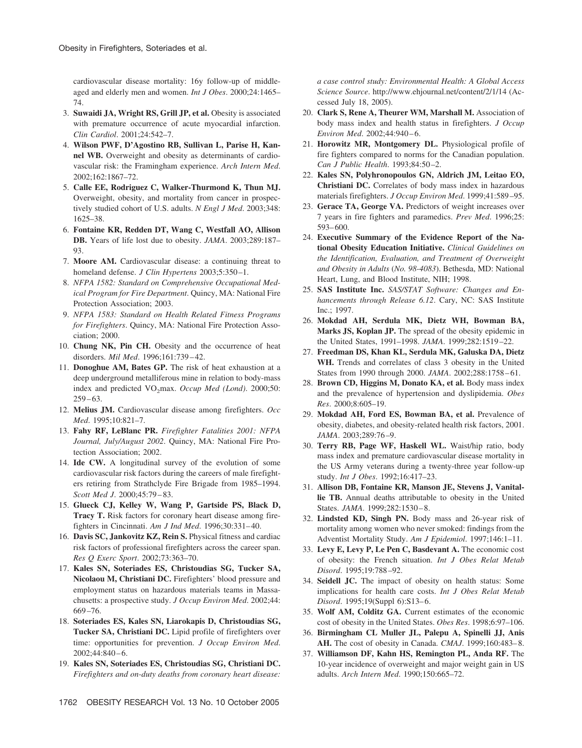cardiovascular disease mortality: 16y follow-up of middle-aged and elderly men and women. *Int J Obes*. 2000;24:1465–74.

3. **Suwaidi JA, Wright RS, Grill JP, et al.** Obesity is associated with premature occurrence of acute myocardial infarction. *Clin Cardiol*. 2001;24:542–7.
4. **Wilson PWF, D'Agostino RB, Sullivan L, Parise H, Kannel WB.** Overweight and obesity as determinants of cardiovascular risk: the Framingham experience. *Arch Intern Med*. 2002;162:1867–72.
5. **Calle EE, Rodriguez C, Walker-Thurmond K, Thun MJ.** Overweight, obesity, and mortality from cancer in prospectively studied cohort of U.S. adults. *N Engl J Med*. 2003;348:1625–38.
6. **Fontaine KR, Redden DT, Wang C, Westfall AO, Allison DB.** Years of life lost due to obesity. *JAMA*. 2003;289:187–93.
7. **Moore AM.** Cardiovascular disease: a continuing threat to homeland defense. *J Clin Hypertens* 2003;5:350–1.
8. *NFPA 1582: Standard on Comprehensive Occupational Medical Program for Fire Department*. Quincy, MA: National Fire Protection Association; 2003.
9. *NFPA 1583: Standard on Health Related Fitness Programs for Firefighters*. Quincy, MA: National Fire Protection Association; 2000.
10. **Chung NK, Pin CH.** Obesity and the occurrence of heat disorders. *Mil Med*. 1996;161:739–42.
11. **Donoghue AM, Bates GP.** The risk of heat exhaustion at a deep underground metalliferous mine in relation to body-mass index and predicted $VO_2$max. *Occup Med (Lond)*. 2000;50:259–63.
12. **Melius JM.** Cardiovascular disease among firefighters. *Occ Med*. 1995;10:821–7.
13. **Fahy RF, LeBlanc PR.** *Firefighter Fatalities 2001: NFPA Journal, July/August 2002*. Quincy, MA: National Fire Protection Association; 2002.
14. **Ide CW.** A longitudinal survey of the evolution of some cardiovascular risk factors during the careers of male firefighters retiring from Strathclyde Fire Brigade from 1985–1994. *Scott Med J*. 2000;45:79–83.
15. **Glueck CJ, Kelley W, Wang P, Gartside PS, Black D, Tracy T.** Risk factors for coronary heart disease among firefighters in Cincinnati. *Am J Ind Med*. 1996;30:331–40.
16. **Davis SC, Jankovitz KZ, Rein S.** Physical fitness and cardiac risk factors of professional firefighters across the career span. *Res Q Exerc Sport*. 2002;73:363–70.
17. **Kales SN, Soteriades ES, Christoudias SG, Tucker SA, Nicolaou M, Christiani DC.** Firefighters' blood pressure and employment status on hazardous materials teams in Massachusetts: a prospective study. *J Occup Environ Med*. 2002;44:669–76.
18. **Soteriades ES, Kales SN, Liarokapis D, Christoudias SG, Tucker SA, Christiani DC.** Lipid profile of firefighters over time: opportunities for prevention. *J Occup Environ Med*. 2002;44:840–6.
19. **Kales SN, Soteriades ES, Christoudias SG, Christiani DC.** *Firefighters and on-duty deaths from coronary heart disease: a case control study: Environmental Health: A Global Access Science Source*. http://www.ehjournal.net/content/2/1/14 (Accessed July 18, 2005).
20. **Clark S, Rene A, Theurer WM, Marshall M.** Association of body mass index and health status in firefighters. *J Occup Environ Med*. 2002;44:940–6.
21. **Horowitz MR, Montgomery DL.** Physiological profile of fire fighters compared to norms for the Canadian population. *Can J Public Health*. 1993;84:50–2.
22. **Kales SN, Polyhronopoulos GN, Aldrich JM, Leitao EO, Christiani DC.** Correlates of body mass index in hazardous materials firefighters. *J Occup Environ Med*. 1999;41:589–95.
23. **Gerace TA, George VA.** Predictors of weight increases over 7 years in fire fighters and paramedics. *Prev Med*. 1996;25:593–600.
24. **Executive Summary of the Evidence Report of the National Obesity Education Initiative.** *Clinical Guidelines on the Identification, Evaluation, and Treatment of Overweight and Obesity in Adults* (*No. 98-4083*). Bethesda, MD: National Heart, Lung, and Blood Institute, NIH; 1998.
25. **SAS Institute Inc.** *SAS/STAT Software: Changes and Enhancements through Release 6.12*. Cary, NC: SAS Institute Inc.; 1997.
26. **Mokdad AH, Serdula MK, Dietz WH, Bowman BA, Marks JS, Koplan JP.** The spread of the obesity epidemic in the United States, 1991–1998. *JAMA*. 1999;282:1519–22.
27. **Freedman DS, Khan KL, Serdula MK, Galuska DA, Dietz WH.** Trends and correlates of class 3 obesity in the United States from 1990 through 2000. *JAMA*. 2002;288:1758–61.
28. **Brown CD, Higgins M, Donato KA, et al.** Body mass index and the prevalence of hypertension and dyslipidemia. *Obes Res*. 2000;8:605–19.
29. **Mokdad AH, Ford ES, Bowman BA, et al.** Prevalence of obesity, diabetes, and obesity-related health risk factors, 2001. *JAMA*. 2003;289:76–9.
30. **Terry RB, Page WF, Haskell WL.** Waist/hip ratio, body mass index and premature cardiovascular disease mortality in the US Army veterans during a twenty-three year follow-up study. *Int J Obes*. 1992;16:417–23.
31. **Allison DB, Fontaine KR, Manson JE, Stevens J, Vanitallie TB.** Annual deaths attributable to obesity in the United States. *JAMA*. 1999;282:1530–8.
32. **Lindsted KD, Singh PN.** Body mass and 26-year risk of mortality among women who never smoked: findings from the Adventist Mortality Study. *Am J Epidemiol*. 1997;146:1–11.
33. **Levy E, Levy P, Le Pen C, Basdevant A.** The economic cost of obesity: the French situation. *Int J Obes Relat Metab Disord*. 1995;19:788–92.
34. **Seidell JC.** The impact of obesity on health status: Some implications for health care costs. *Int J Obes Relat Metab Disord*. 1995;19(Suppl 6):S13–6.
35. **Wolf AM, Colditz GA.** Current estimates of the economic cost of obesity in the United States. *Obes Res*. 1998;6:97–106.
36. **Birmingham CL Muller JL, Palepu A, Spinelli JJ, Anis AH.** The cost of obesity in Canada. *CMAJ*. 1999;160:483–8.
37. **Williamson DF, Kahn HS, Remington PL, Anda RF.** The 10-year incidence of overweight and major weight gain in US adults. *Arch Intern Med*. 1990;150:665–72.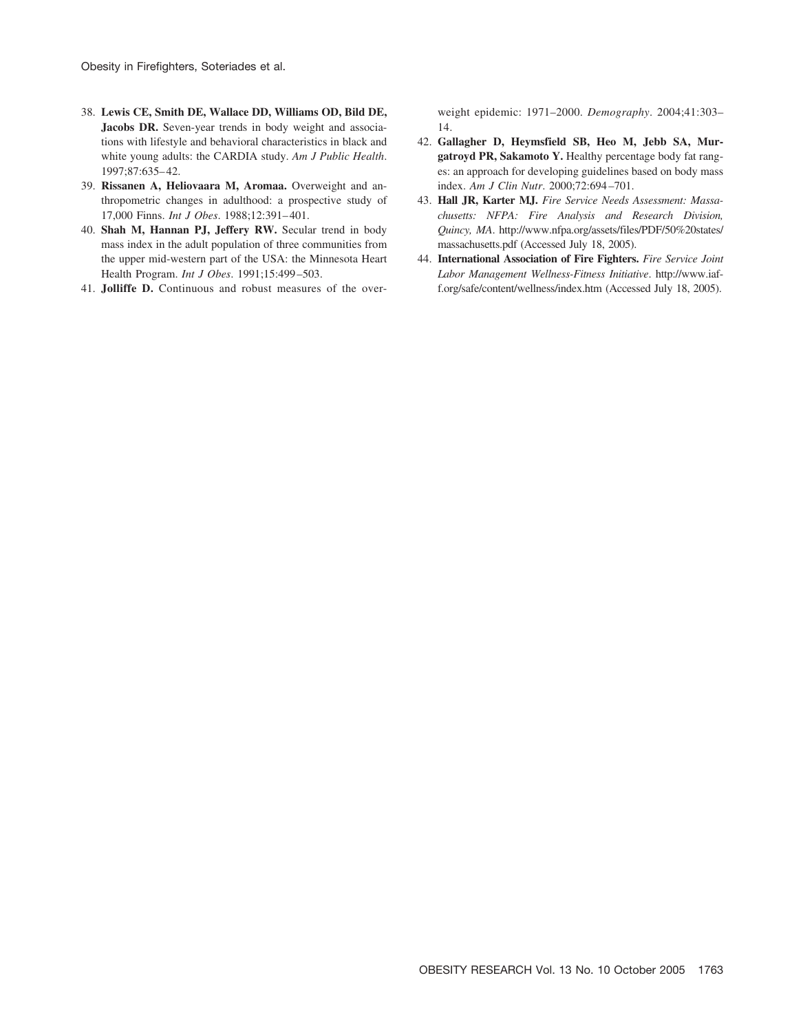38. **Lewis CE, Smith DE, Wallace DD, Williams OD, Bild DE, Jacobs DR.** Seven-year trends in body weight and associations with lifestyle and behavioral characteristics in black and white young adults: the CARDIA study. *Am J Public Health*. 1997;87:635–42.
39. **Rissanen A, Heliovaara M, Aromaa.** Overweight and anthropometric changes in adulthood: a prospective study of 17,000 Finns. *Int J Obes*. 1988;12:391–401.
40. **Shah M, Hannan PJ, Jeffery RW.** Secular trend in body mass index in the adult population of three communities from the upper mid-western part of the USA: the Minnesota Heart Health Program. *Int J Obes*. 1991;15:499–503.
41. **Jolliffe D.** Continuous and robust measures of the overweight epidemic: 1971–2000. *Demography*. 2004;41:303–14.
42. **Gallagher D, Heymsfield SB, Heo M, Jebb SA, Murgatroyd PR, Sakamoto Y.** Healthy percentage body fat ranges: an approach for developing guidelines based on body mass index. *Am J Clin Nutr*. 2000;72:694–701.
43. **Hall JR, Karter MJ.** *Fire Service Needs Assessment: Massachusetts: NFPA: Fire Analysis and Research Division, Quincy, MA*. http://www.nfpa.org/assets/files/PDF/50%20states/massachusetts.pdf (Accessed July 18, 2005).
44. **International Association of Fire Fighters.** *Fire Service Joint Labor Management Wellness-Fitness Initiative*. http://www.iaff.org/safe/content/wellness/index.htm (Accessed July 18, 2005).